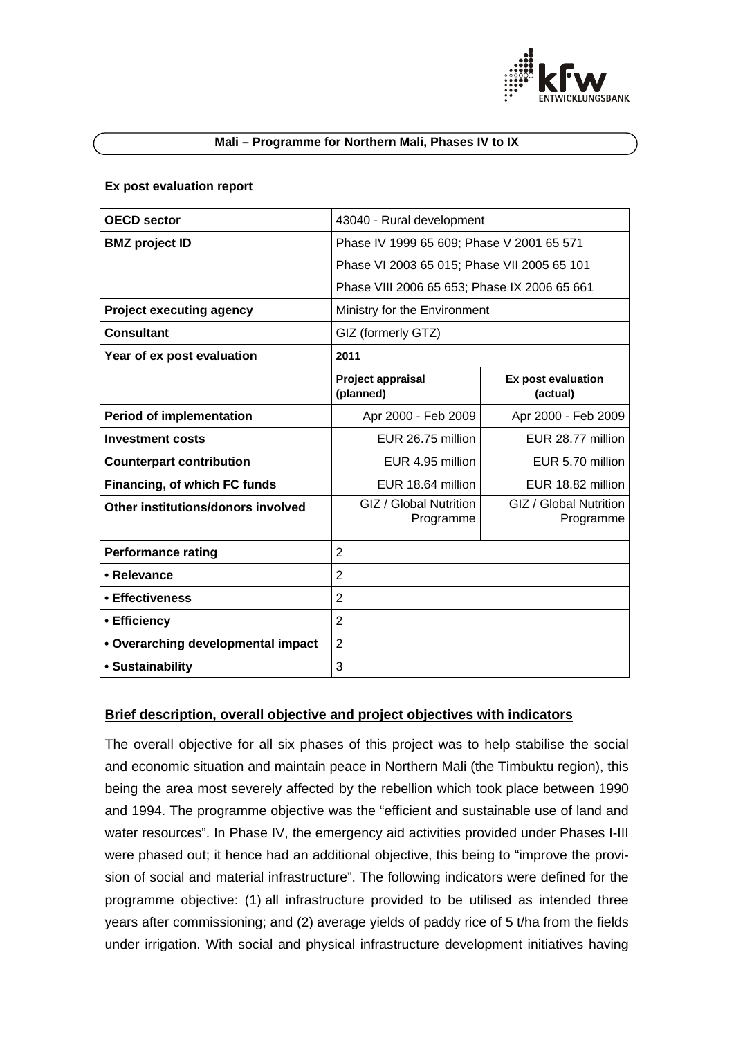## Mali – Programme for Northern Mali, Phases IV to IX

### Ex post evaluation report

| | | |
|---|---|---|
| **OECD sector** | 43040 - Rural development | |
| **BMZ project ID** | Phase IV 1999 65 609; Phase V 2001 65 571<br>Phase VI 2003 65 015; Phase VII 2005 65 101<br>Phase VIII 2006 65 653; Phase IX 2006 65 661 | |
| **Project executing agency** | Ministry for the Environment | |
| **Consultant** | GIZ (formerly GTZ) | |
| **Year of ex post evaluation** | **2011** | |
| | **Project appraisal (planned)** | **Ex post evaluation (actual)** |
| **Period of implementation** | Apr 2000 - Feb 2009 | Apr 2000 - Feb 2009 |
| **Investment costs** | EUR 26.75 million | EUR 28.77 million |
| **Counterpart contribution** | EUR 4.95 million | EUR 5.70 million |
| **Financing, of which FC funds** | EUR 18.64 million | EUR 18.82 million |
| **Other institutions/donors involved** | GIZ / Global Nutrition Programme | GIZ / Global Nutrition Programme |
| **Performance rating** | 2 | |
| **• Relevance** | 2 | |
| **• Effectiveness** | 2 | |
| **• Efficiency** | 2 | |
| **• Overarching developmental impact** | 2 | |
| **• Sustainability** | 3 | |

### Brief description, overall objective and project objectives with indicators

The overall objective for all six phases of this project was to help stabilise the social and economic situation and maintain peace in Northern Mali (the Timbuktu region), this being the area most severely affected by the rebellion which took place between 1990 and 1994. The programme objective was the "efficient and sustainable use of land and water resources". In Phase IV, the emergency aid activities provided under Phases I-III were phased out; it hence had an additional objective, this being to "improve the provision of social and material infrastructure". The following indicators were defined for the programme objective: (1) all infrastructure provided to be utilised as intended three years after commissioning; and (2) average yields of paddy rice of 5 t/ha from the fields under irrigation. With social and physical infrastructure development initiatives having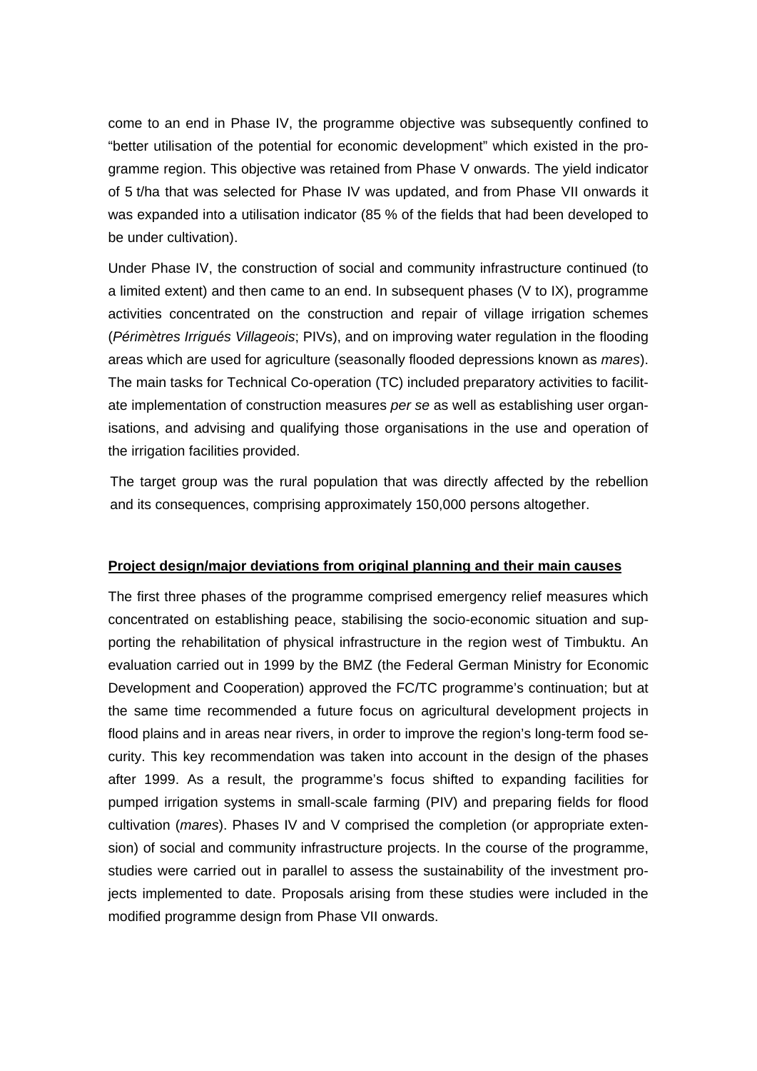come to an end in Phase IV, the programme objective was subsequently confined to "better utilisation of the potential for economic development" which existed in the programme region. This objective was retained from Phase V onwards. The yield indicator of 5 t/ha that was selected for Phase IV was updated, and from Phase VII onwards it was expanded into a utilisation indicator (85 % of the fields that had been developed to be under cultivation).

Under Phase IV, the construction of social and community infrastructure continued (to a limited extent) and then came to an end. In subsequent phases (V to IX), programme activities concentrated on the construction and repair of village irrigation schemes (*Périmètres Irrigués Villageois*; PIVs), and on improving water regulation in the flooding areas which are used for agriculture (seasonally flooded depressions known as *mares*). The main tasks for Technical Co-operation (TC) included preparatory activities to facilitate implementation of construction measures *per se* as well as establishing user organisations, and advising and qualifying those organisations in the use and operation of the irrigation facilities provided.

The target group was the rural population that was directly affected by the rebellion and its consequences, comprising approximately 150,000 persons altogether.

**Project design/major deviations from original planning and their main causes**

The first three phases of the programme comprised emergency relief measures which concentrated on establishing peace, stabilising the socio-economic situation and supporting the rehabilitation of physical infrastructure in the region west of Timbuktu. An evaluation carried out in 1999 by the BMZ (the Federal German Ministry for Economic Development and Cooperation) approved the FC/TC programme's continuation; but at the same time recommended a future focus on agricultural development projects in flood plains and in areas near rivers, in order to improve the region's long-term food security. This key recommendation was taken into account in the design of the phases after 1999. As a result, the programme's focus shifted to expanding facilities for pumped irrigation systems in small-scale farming (PIV) and preparing fields for flood cultivation (*mares*). Phases IV and V comprised the completion (or appropriate extension) of social and community infrastructure projects. In the course of the programme, studies were carried out in parallel to assess the sustainability of the investment projects implemented to date. Proposals arising from these studies were included in the modified programme design from Phase VII onwards.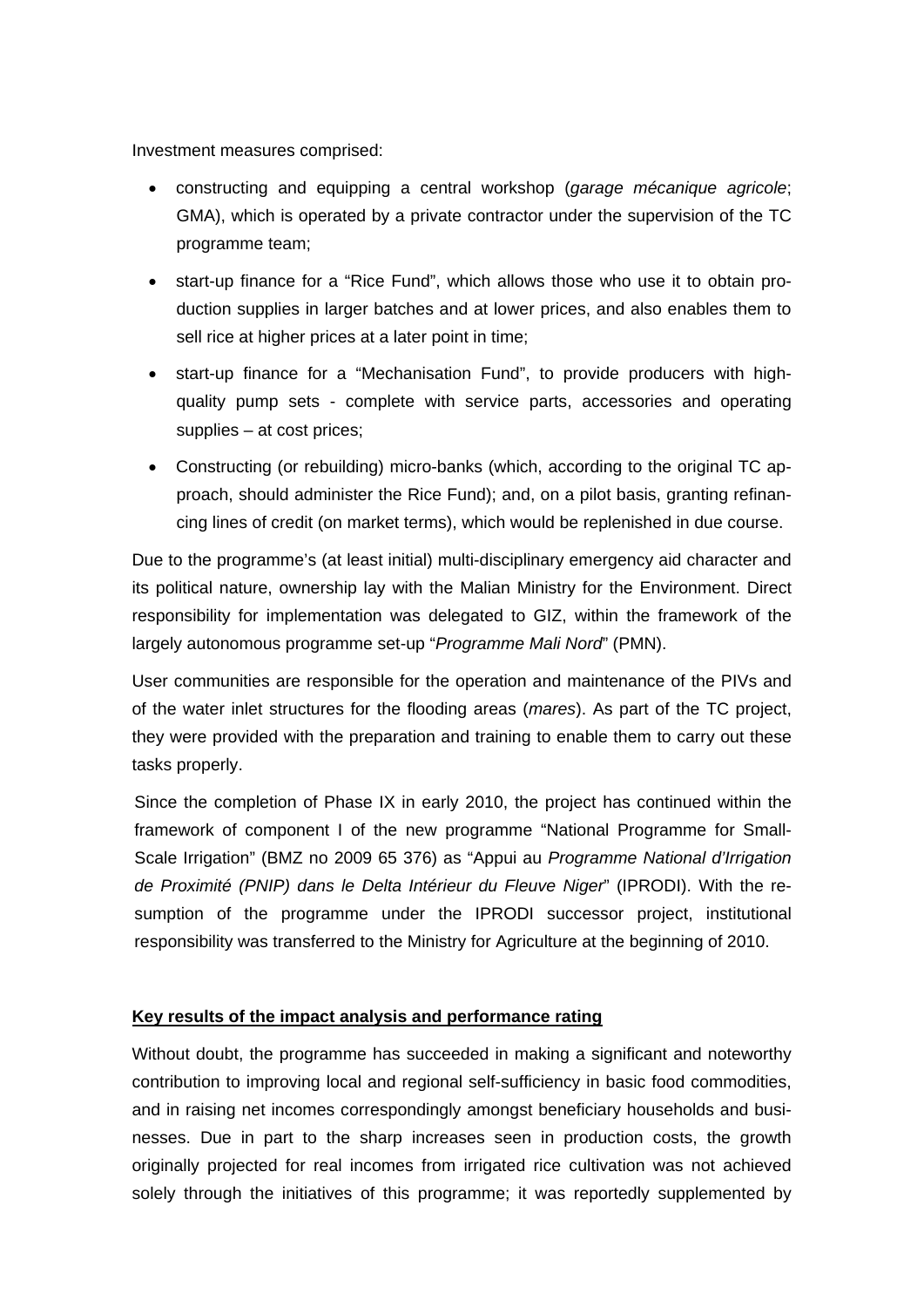Investment measures comprised:

- constructing and equipping a central workshop (*garage mécanique agricole*; GMA), which is operated by a private contractor under the supervision of the TC programme team;
- start-up finance for a “Rice Fund”, which allows those who use it to obtain production supplies in larger batches and at lower prices, and also enables them to sell rice at higher prices at a later point in time;
- start-up finance for a “Mechanisation Fund”, to provide producers with high-quality pump sets - complete with service parts, accessories and operating supplies – at cost prices;
- Constructing (or rebuilding) micro-banks (which, according to the original TC approach, should administer the Rice Fund); and, on a pilot basis, granting refinancing lines of credit (on market terms), which would be replenished in due course.

Due to the programme’s (at least initial) multi-disciplinary emergency aid character and its political nature, ownership lay with the Malian Ministry for the Environment. Direct responsibility for implementation was delegated to GIZ, within the framework of the largely autonomous programme set-up “*Programme Mali Nord*” (PMN).

User communities are responsible for the operation and maintenance of the PIVs and of the water inlet structures for the flooding areas (*mares*). As part of the TC project, they were provided with the preparation and training to enable them to carry out these tasks properly.

Since the completion of Phase IX in early 2010, the project has continued within the framework of component I of the new programme “National Programme for Small-Scale Irrigation” (BMZ no 2009 65 376) as “Appui au *Programme National d’Irrigation de Proximité (PNIP) dans le Delta Intérieur du Fleuve Niger*” (IPRODI). With the resumption of the programme under the IPRODI successor project, institutional responsibility was transferred to the Ministry for Agriculture at the beginning of 2010.

**Key results of the impact analysis and performance rating**

Without doubt, the programme has succeeded in making a significant and noteworthy contribution to improving local and regional self-sufficiency in basic food commodities, and in raising net incomes correspondingly amongst beneficiary households and businesses. Due in part to the sharp increases seen in production costs, the growth originally projected for real incomes from irrigated rice cultivation was not achieved solely through the initiatives of this programme; it was reportedly supplemented by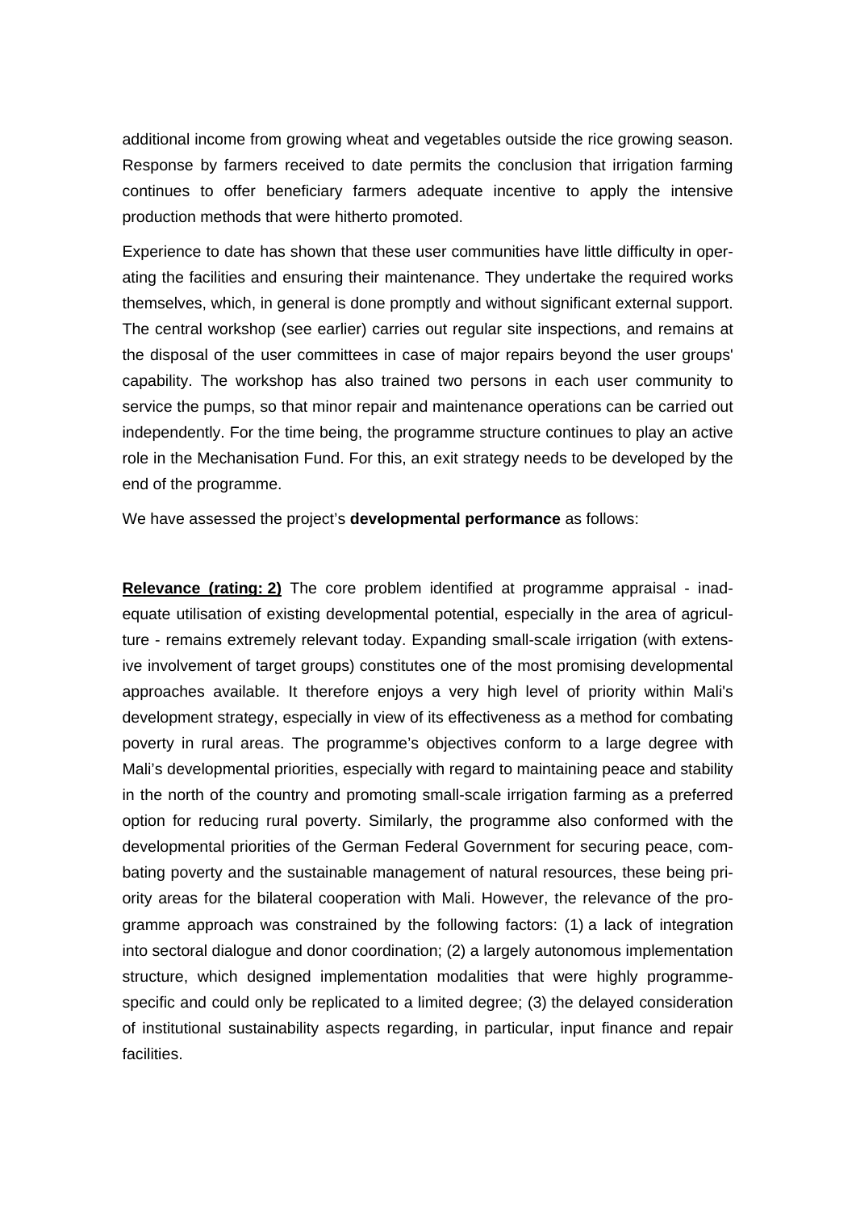additional income from growing wheat and vegetables outside the rice growing season. Response by farmers received to date permits the conclusion that irrigation farming continues to offer beneficiary farmers adequate incentive to apply the intensive production methods that were hitherto promoted.

Experience to date has shown that these user communities have little difficulty in operating the facilities and ensuring their maintenance. They undertake the required works themselves, which, in general is done promptly and without significant external support. The central workshop (see earlier) carries out regular site inspections, and remains at the disposal of the user committees in case of major repairs beyond the user groups' capability. The workshop has also trained two persons in each user community to service the pumps, so that minor repair and maintenance operations can be carried out independently. For the time being, the programme structure continues to play an active role in the Mechanisation Fund. For this, an exit strategy needs to be developed by the end of the programme.

We have assessed the project's **developmental performance** as follows:

**Relevance (rating: 2)** The core problem identified at programme appraisal - inadequate utilisation of existing developmental potential, especially in the area of agriculture - remains extremely relevant today. Expanding small-scale irrigation (with extensive involvement of target groups) constitutes one of the most promising developmental approaches available. It therefore enjoys a very high level of priority within Mali's development strategy, especially in view of its effectiveness as a method for combating poverty in rural areas. The programme's objectives conform to a large degree with Mali's developmental priorities, especially with regard to maintaining peace and stability in the north of the country and promoting small-scale irrigation farming as a preferred option for reducing rural poverty. Similarly, the programme also conformed with the developmental priorities of the German Federal Government for securing peace, combating poverty and the sustainable management of natural resources, these being priority areas for the bilateral cooperation with Mali. However, the relevance of the programme approach was constrained by the following factors: (1) a lack of integration into sectoral dialogue and donor coordination; (2) a largely autonomous implementation structure, which designed implementation modalities that were highly programme-specific and could only be replicated to a limited degree; (3) the delayed consideration of institutional sustainability aspects regarding, in particular, input finance and repair facilities.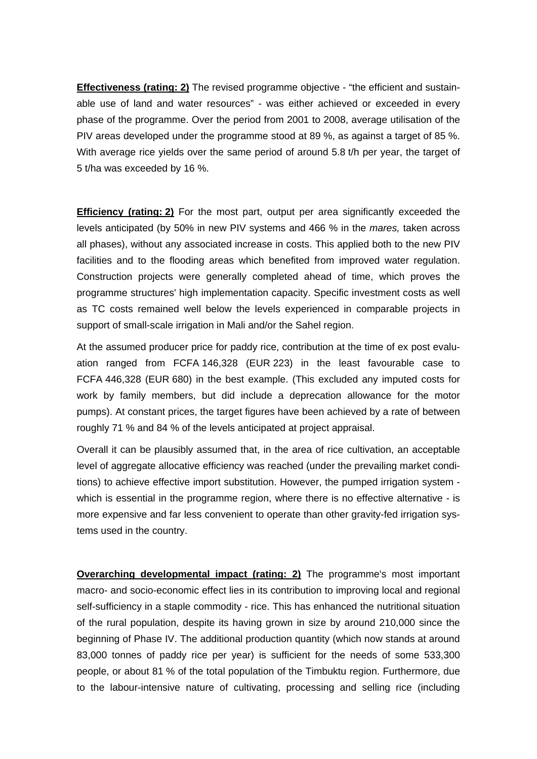**<u>Effectiveness (rating: 2)</u>** The revised programme objective - "the efficient and sustainable use of land and water resources" - was either achieved or exceeded in every phase of the programme. Over the period from 2001 to 2008, average utilisation of the PIV areas developed under the programme stood at 89 %, as against a target of 85 %. With average rice yields over the same period of around 5.8 t/h per year, the target of 5 t/ha was exceeded by 16 %.

**<u>Efficiency (rating: 2)</u>** For the most part, output per area significantly exceeded the levels anticipated (by 50% in new PIV systems and 466 % in the *mares,* taken across all phases), without any associated increase in costs. This applied both to the new PIV facilities and to the flooding areas which benefited from improved water regulation. Construction projects were generally completed ahead of time, which proves the programme structures' high implementation capacity. Specific investment costs as well as TC costs remained well below the levels experienced in comparable projects in support of small-scale irrigation in Mali and/or the Sahel region.

At the assumed producer price for paddy rice, contribution at the time of ex post evaluation ranged from FCFA 146,328 (EUR 223) in the least favourable case to FCFA 446,328 (EUR 680) in the best example. (This excluded any imputed costs for work by family members, but did include a deprecation allowance for the motor pumps). At constant prices, the target figures have been achieved by a rate of between roughly 71 % and 84 % of the levels anticipated at project appraisal.

Overall it can be plausibly assumed that, in the area of rice cultivation, an acceptable level of aggregate allocative efficiency was reached (under the prevailing market conditions) to achieve effective import substitution. However, the pumped irrigation system - which is essential in the programme region, where there is no effective alternative - is more expensive and far less convenient to operate than other gravity-fed irrigation systems used in the country.

**<u>Overarching developmental impact (rating: 2)</u>** The programme's most important macro- and socio-economic effect lies in its contribution to improving local and regional self-sufficiency in a staple commodity - rice. This has enhanced the nutritional situation of the rural population, despite its having grown in size by around 210,000 since the beginning of Phase IV. The additional production quantity (which now stands at around 83,000 tonnes of paddy rice per year) is sufficient for the needs of some 533,300 people, or about 81 % of the total population of the Timbuktu region. Furthermore, due to the labour-intensive nature of cultivating, processing and selling rice (including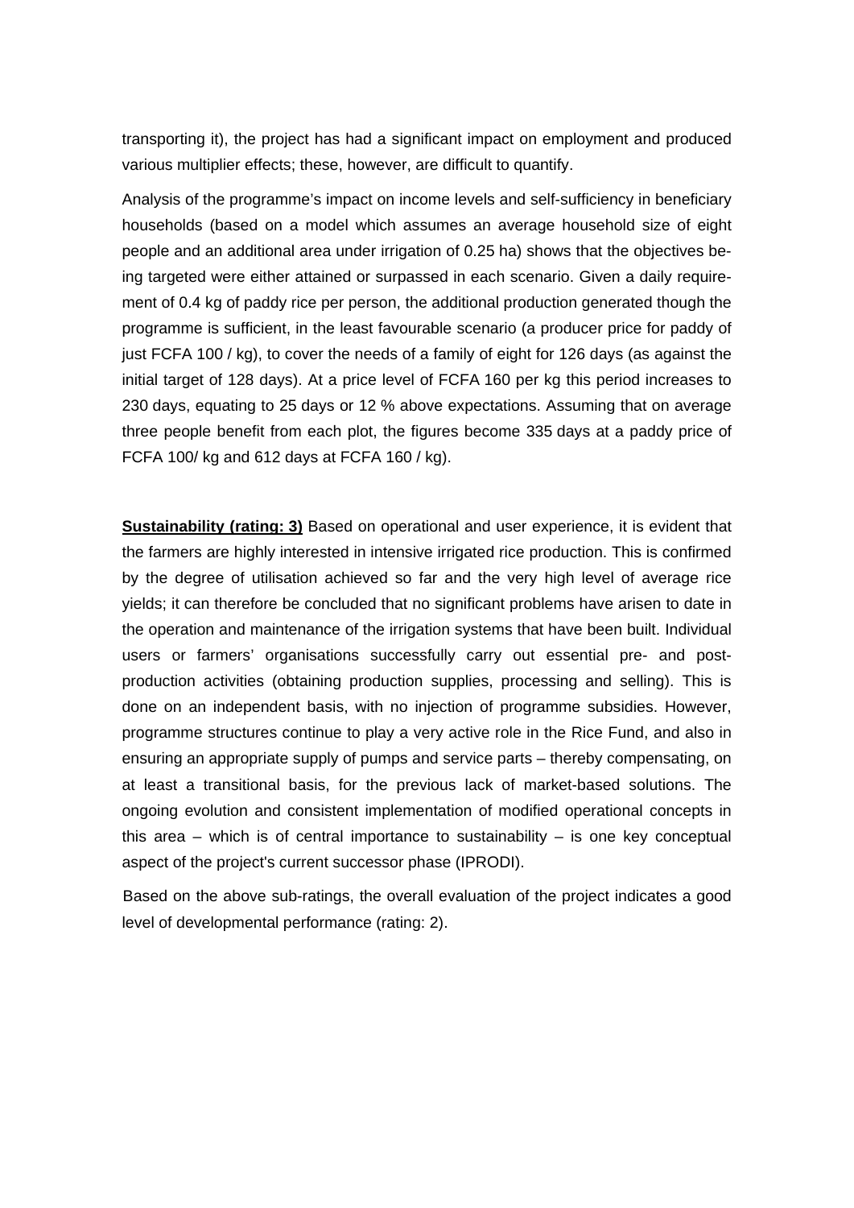transporting it), the project has had a significant impact on employment and produced various multiplier effects; these, however, are difficult to quantify.

Analysis of the programme's impact on income levels and self-sufficiency in beneficiary households (based on a model which assumes an average household size of eight people and an additional area under irrigation of 0.25 ha) shows that the objectives being targeted were either attained or surpassed in each scenario. Given a daily requirement of 0.4 kg of paddy rice per person, the additional production generated though the programme is sufficient, in the least favourable scenario (a producer price for paddy of just FCFA 100 / kg), to cover the needs of a family of eight for 126 days (as against the initial target of 128 days). At a price level of FCFA 160 per kg this period increases to 230 days, equating to 25 days or 12 % above expectations. Assuming that on average three people benefit from each plot, the figures become 335 days at a paddy price of FCFA 100/ kg and 612 days at FCFA 160 / kg).

**Sustainability (rating: 3)** Based on operational and user experience, it is evident that the farmers are highly interested in intensive irrigated rice production. This is confirmed by the degree of utilisation achieved so far and the very high level of average rice yields; it can therefore be concluded that no significant problems have arisen to date in the operation and maintenance of the irrigation systems that have been built. Individual users or farmers' organisations successfully carry out essential pre- and post-production activities (obtaining production supplies, processing and selling). This is done on an independent basis, with no injection of programme subsidies. However, programme structures continue to play a very active role in the Rice Fund, and also in ensuring an appropriate supply of pumps and service parts – thereby compensating, on at least a transitional basis, for the previous lack of market-based solutions. The ongoing evolution and consistent implementation of modified operational concepts in this area – which is of central importance to sustainability – is one key conceptual aspect of the project's current successor phase (IPRODI).

Based on the above sub-ratings, the overall evaluation of the project indicates a good level of developmental performance (rating: 2).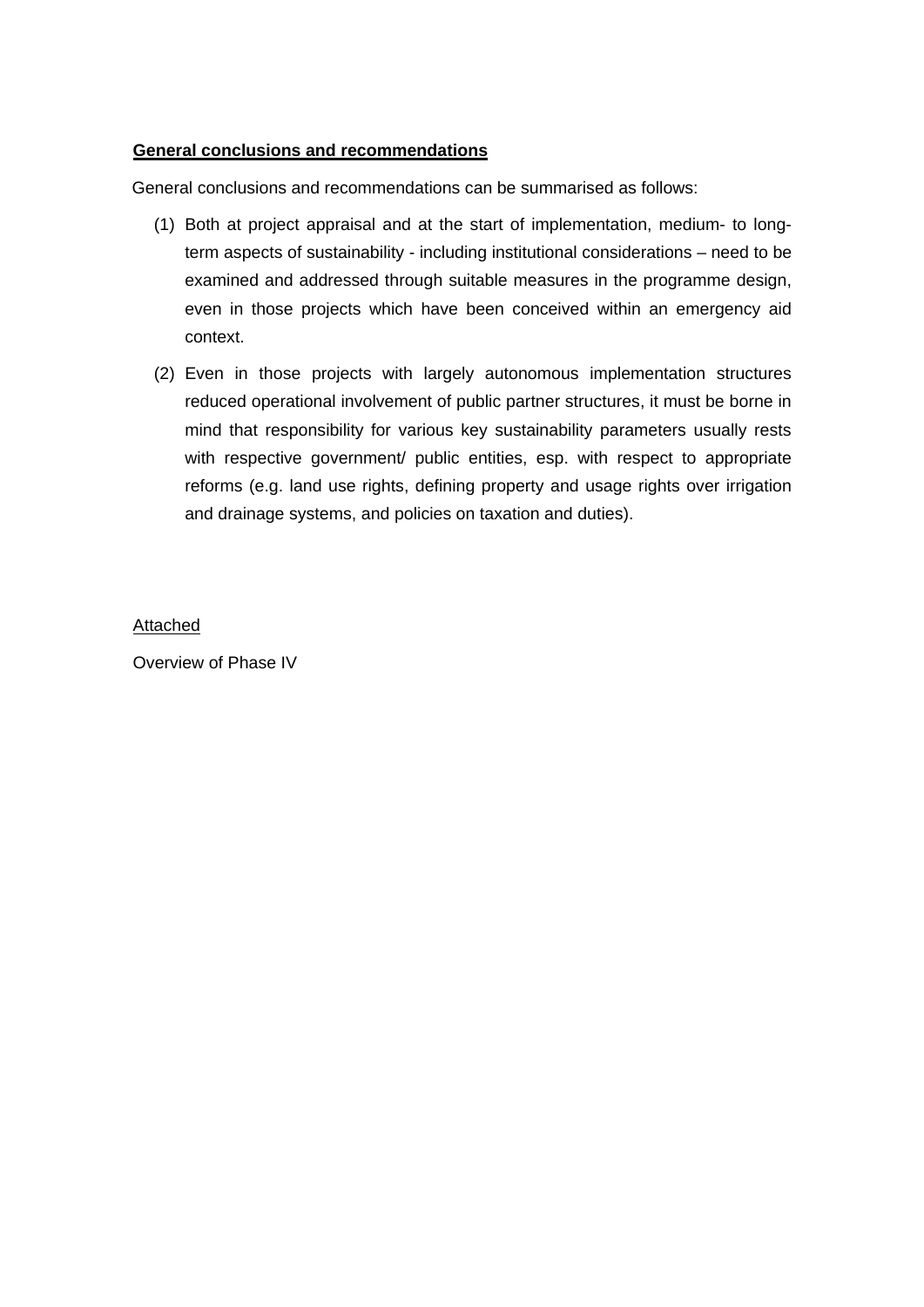**General conclusions and recommendations**

General conclusions and recommendations can be summarised as follows:

(1) Both at project appraisal and at the start of implementation, medium- to long-term aspects of sustainability - including institutional considerations – need to be examined and addressed through suitable measures in the programme design, even in those projects which have been conceived within an emergency aid context.

(2) Even in those projects with largely autonomous implementation structures reduced operational involvement of public partner structures, it must be borne in mind that responsibility for various key sustainability parameters usually rests with respective government/ public entities, esp. with respect to appropriate reforms (e.g. land use rights, defining property and usage rights over irrigation and drainage systems, and policies on taxation and duties).

Attached

Overview of Phase IV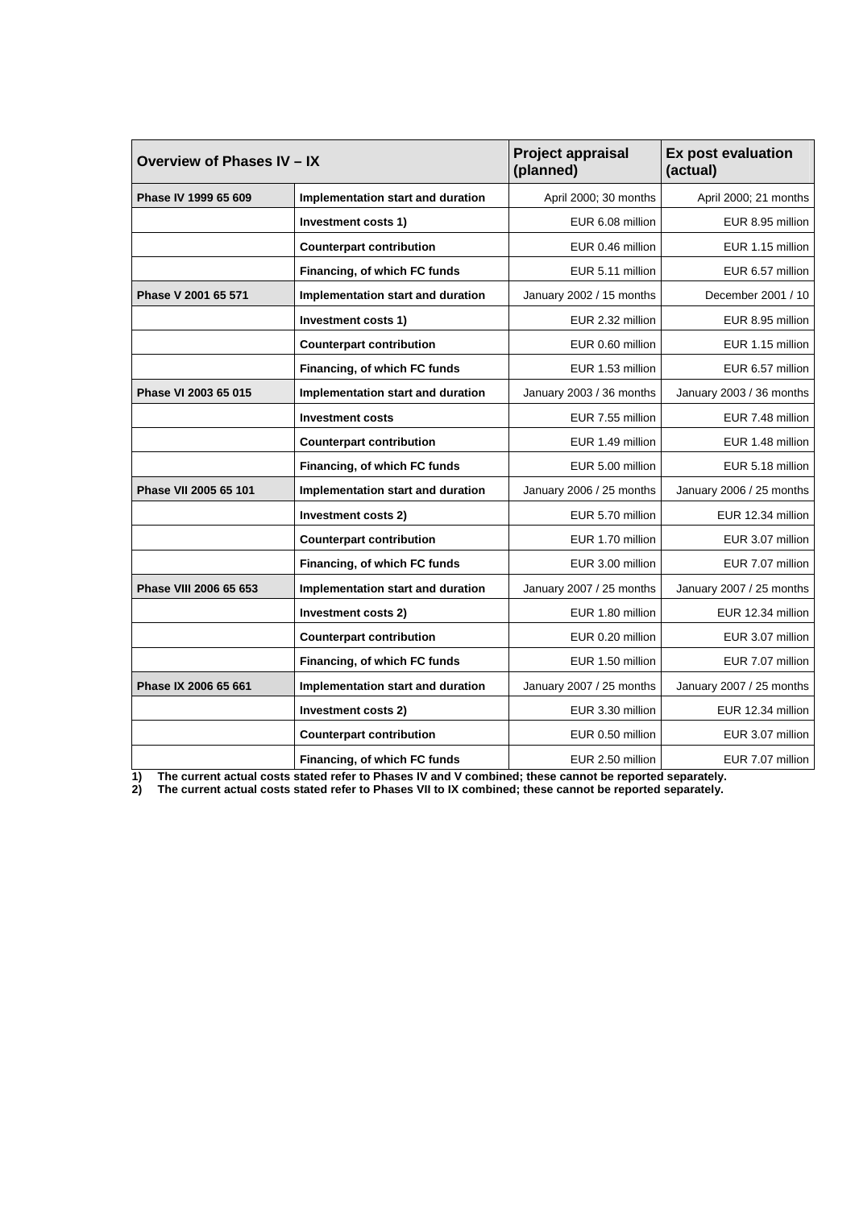| Overview of Phases IV – IX | | Project appraisal (planned) | Ex post evaluation (actual) |
|---|---|---|---|
| **Phase IV 1999 65 609** | **Implementation start and duration** | April 2000; 30 months | April 2000; 21 months |
| | **Investment costs 1)** | EUR 6.08 million | EUR 8.95 million |
| | **Counterpart contribution** | EUR 0.46 million | EUR 1.15 million |
| | **Financing, of which FC funds** | EUR 5.11 million | EUR 6.57 million |
| **Phase V 2001 65 571** | **Implementation start and duration** | January 2002 / 15 months | December 2001 / 10 |
| | **Investment costs 1)** | EUR 2.32 million | EUR 8.95 million |
| | **Counterpart contribution** | EUR 0.60 million | EUR 1.15 million |
| | **Financing, of which FC funds** | EUR 1.53 million | EUR 6.57 million |
| **Phase VI 2003 65 015** | **Implementation start and duration** | January 2003 / 36 months | January 2003 / 36 months |
| | **Investment costs** | EUR 7.55 million | EUR 7.48 million |
| | **Counterpart contribution** | EUR 1.49 million | EUR 1.48 million |
| | **Financing, of which FC funds** | EUR 5.00 million | EUR 5.18 million |
| **Phase VII 2005 65 101** | **Implementation start and duration** | January 2006 / 25 months | January 2006 / 25 months |
| | **Investment costs 2)** | EUR 5.70 million | EUR 12.34 million |
| | **Counterpart contribution** | EUR 1.70 million | EUR 3.07 million |
| | **Financing, of which FC funds** | EUR 3.00 million | EUR 7.07 million |
| **Phase VIII 2006 65 653** | **Implementation start and duration** | January 2007 / 25 months | January 2007 / 25 months |
| | **Investment costs 2)** | EUR 1.80 million | EUR 12.34 million |
| | **Counterpart contribution** | EUR 0.20 million | EUR 3.07 million |
| | **Financing, of which FC funds** | EUR 1.50 million | EUR 7.07 million |
| **Phase IX 2006 65 661** | **Implementation start and duration** | January 2007 / 25 months | January 2007 / 25 months |
| | **Investment costs 2)** | EUR 3.30 million | EUR 12.34 million |
| | **Counterpart contribution** | EUR 0.50 million | EUR 3.07 million |
| | **Financing, of which FC funds** | EUR 2.50 million | EUR 7.07 million |

**1) The current actual costs stated refer to Phases IV and V combined; these cannot be reported separately.**

**2) The current actual costs stated refer to Phases VII to IX combined; these cannot be reported separately.**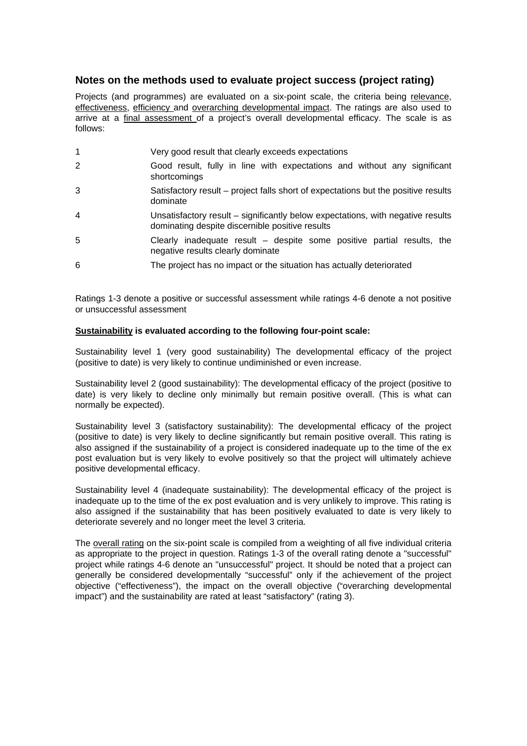## Notes on the methods used to evaluate project success (project rating)

Projects (and programmes) are evaluated on a six-point scale, the criteria being relevance, effectiveness, efficiency and overarching developmental impact. The ratings are also used to arrive at a final assessment of a project's overall developmental efficacy. The scale is as follows:

| | |
|---|---|
| 1 | Very good result that clearly exceeds expectations |
| 2 | Good result, fully in line with expectations and without any significant shortcomings |
| 3 | Satisfactory result – project falls short of expectations but the positive results dominate |
| 4 | Unsatisfactory result – significantly below expectations, with negative results dominating despite discernible positive results |
| 5 | Clearly inadequate result – despite some positive partial results, the negative results clearly dominate |
| 6 | The project has no impact or the situation has actually deteriorated |

Ratings 1-3 denote a positive or successful assessment while ratings 4-6 denote a not positive or unsuccessful assessment

**Sustainability is evaluated according to the following four-point scale:**

Sustainability level 1 (very good sustainability) The developmental efficacy of the project (positive to date) is very likely to continue undiminished or even increase.

Sustainability level 2 (good sustainability): The developmental efficacy of the project (positive to date) is very likely to decline only minimally but remain positive overall. (This is what can normally be expected).

Sustainability level 3 (satisfactory sustainability): The developmental efficacy of the project (positive to date) is very likely to decline significantly but remain positive overall. This rating is also assigned if the sustainability of a project is considered inadequate up to the time of the ex post evaluation but is very likely to evolve positively so that the project will ultimately achieve positive developmental efficacy.

Sustainability level 4 (inadequate sustainability): The developmental efficacy of the project is inadequate up to the time of the ex post evaluation and is very unlikely to improve. This rating is also assigned if the sustainability that has been positively evaluated to date is very likely to deteriorate severely and no longer meet the level 3 criteria.

The overall rating on the six-point scale is compiled from a weighting of all five individual criteria as appropriate to the project in question. Ratings 1-3 of the overall rating denote a "successful" project while ratings 4-6 denote an "unsuccessful" project. It should be noted that a project can generally be considered developmentally "successful" only if the achievement of the project objective ("effectiveness"), the impact on the overall objective ("overarching developmental impact") and the sustainability are rated at least "satisfactory" (rating 3).